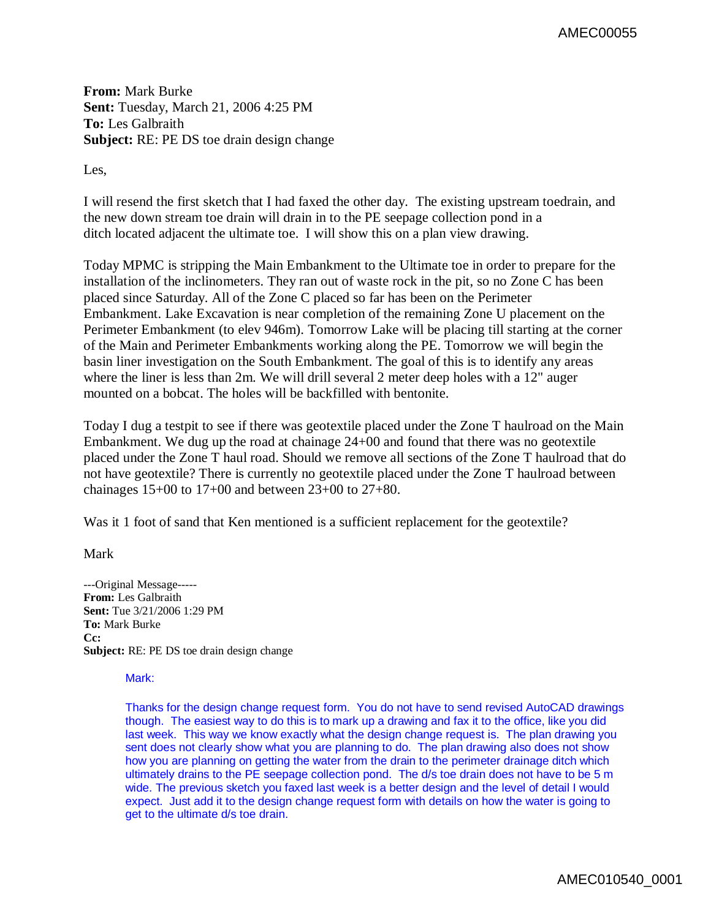**From:** Mark Burke
**Sent:** Tuesday, March 21, 2006 4:25 PM
**To:** Les Galbraith
**Subject:** RE: PE DS toe drain design change

Les,

I will resend the first sketch that I had faxed the other day. The existing upstream toedrain, and the new down stream toe drain will drain in to the PE seepage collection pond in a ditch located adjacent the ultimate toe. I will show this on a plan view drawing.

Today MPMC is stripping the Main Embankment to the Ultimate toe in order to prepare for the installation of the inclinometers. They ran out of waste rock in the pit, so no Zone C has been placed since Saturday. All of the Zone C placed so far has been on the Perimeter Embankment. Lake Excavation is near completion of the remaining Zone U placement on the Perimeter Embankment (to elev 946m). Tomorrow Lake will be placing till starting at the corner of the Main and Perimeter Embankments working along the PE. Tomorrow we will begin the basin liner investigation on the South Embankment. The goal of this is to identify any areas where the liner is less than 2m. We will drill several 2 meter deep holes with a 12" auger mounted on a bobcat. The holes will be backfilled with bentonite.

Today I dug a testpit to see if there was geotextile placed under the Zone T haulroad on the Main Embankment. We dug up the road at chainage 24+00 and found that there was no geotextile placed under the Zone T haul road. Should we remove all sections of the Zone T haulroad that do not have geotextile? There is currently no geotextile placed under the Zone T haulroad between chainages 15+00 to 17+00 and between 23+00 to 27+80.

Was it 1 foot of sand that Ken mentioned is a sufficient replacement for the geotextile?

Mark

---Original Message-----
**From:** Les Galbraith
**Sent:** Tue 3/21/2006 1:29 PM
**To:** Mark Burke
**Cc:**
**Subject:** RE: PE DS toe drain design change

Mark:

Thanks for the design change request form. You do not have to send revised AutoCAD drawings though. The easiest way to do this is to mark up a drawing and fax it to the office, like you did last week. This way we know exactly what the design change request is. The plan drawing you sent does not clearly show what you are planning to do. The plan drawing also does not show how you are planning on getting the water from the drain to the perimeter drainage ditch which ultimately drains to the PE seepage collection pond. The d/s toe drain does not have to be 5 m wide. The previous sketch you faxed last week is a better design and the level of detail I would expect. Just add it to the design change request form with details on how the water is going to get to the ultimate d/s toe drain.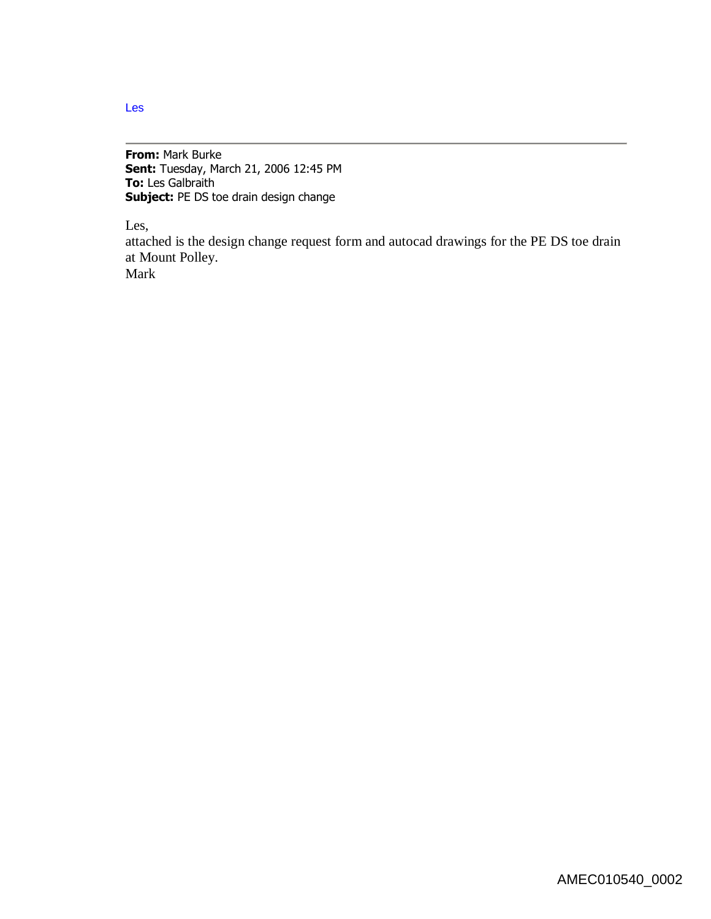Les

---

**From:** Mark Burke
**Sent:** Tuesday, March 21, 2006 12:45 PM
**To:** Les Galbraith
**Subject:** PE DS toe drain design change

Les,
attached is the design change request form and autocad drawings for the PE DS toe drain at Mount Polley.
Mark

AMEC010540_0002